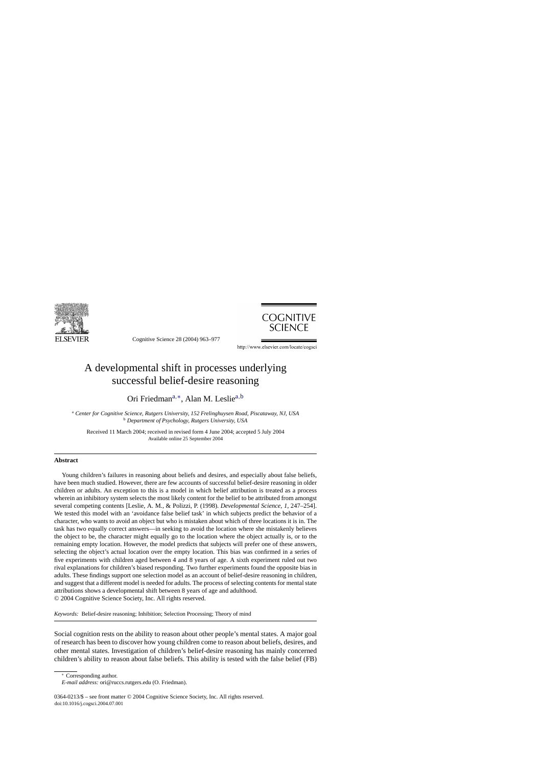# A developmental shift in processes underlying successful belief-desire reasoning

Ori Friedman[a,*], Alan M. Leslie[a,b]

[a] *Center for Cognitive Science, Rutgers University, 152 Frelinghuysen Road, Piscataway, NJ, USA*
[b] *Department of Psychology, Rutgers University, USA*

Received 11 March 2004; received in revised form 4 June 2004; accepted 5 July 2004
Available online 25 September 2004

## Abstract

Young children's failures in reasoning about beliefs and desires, and especially about false beliefs, have been much studied. However, there are few accounts of successful belief-desire reasoning in older children or adults. An exception to this is a model in which belief attribution is treated as a process wherein an inhibitory system selects the most likely content for the belief to be attributed from amongst several competing contents [Leslie, A. M., & Polizzi, P. (1998). *Developmental Science, 1*, 247–254]. We tested this model with an 'avoidance false belief task' in which subjects predict the behavior of a character, who wants to avoid an object but who is mistaken about which of three locations it is in. The task has two equally correct answers—in seeking to avoid the location where she mistakenly believes the object to be, the character might equally go to the location where the object actually is, or to the remaining empty location. However, the model predicts that subjects will prefer one of these answers, selecting the object's actual location over the empty location. This bias was confirmed in a series of five experiments with children aged between 4 and 8 years of age. A sixth experiment ruled out two rival explanations for children's biased responding. Two further experiments found the opposite bias in adults. These findings support one selection model as an account of belief-desire reasoning in children, and suggest that a different model is needed for adults. The process of selecting contents for mental state attributions shows a developmental shift between 8 years of age and adulthood.
© 2004 Cognitive Science Society, Inc. All rights reserved.

*Keywords:* Belief-desire reasoning; Inhibition; Selection Processing; Theory of mind

Social cognition rests on the ability to reason about other people's mental states. A major goal of research has been to discover how young children come to reason about beliefs, desires, and other mental states. Investigation of children's belief-desire reasoning has mainly concerned children's ability to reason about false beliefs. This ability is tested with the false belief (FB)

---

* Corresponding author.
*E-mail address:* ori@ruccs.rutgers.edu (O. Friedman).

0364-0213/$ – see front matter © 2004 Cognitive Science Society, Inc. All rights reserved.
doi:10.1016/j.cogsci.2004.07.001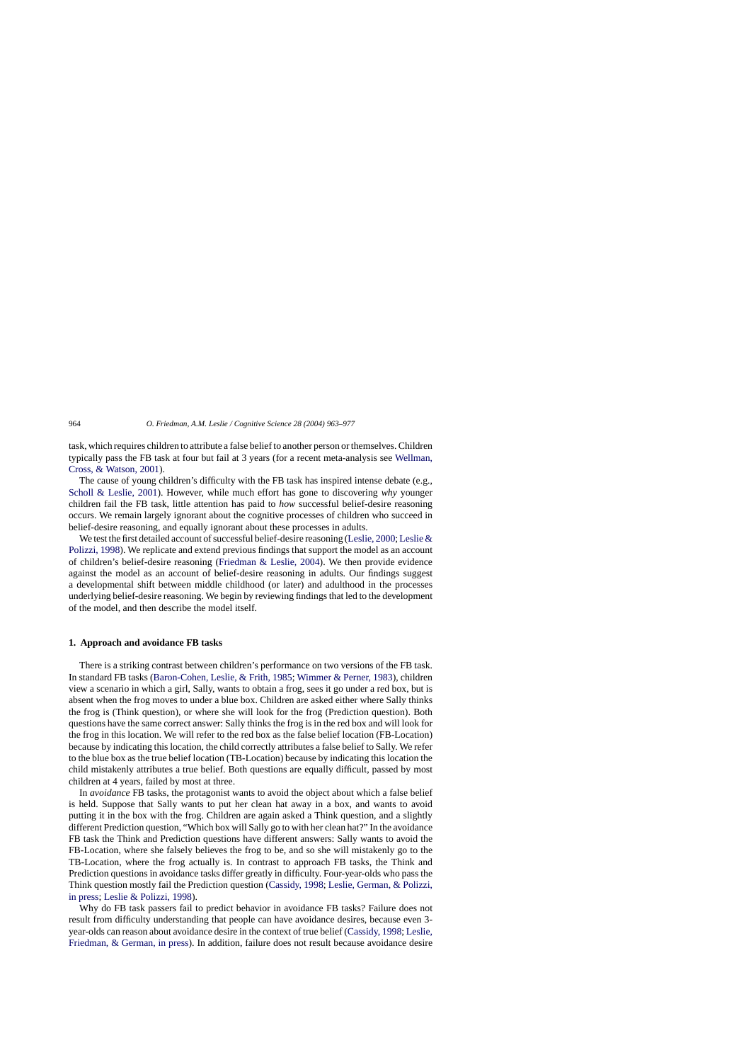task, which requires children to attribute a false belief to another person or themselves. Children typically pass the FB task at four but fail at 3 years (for a recent meta-analysis see Wellman, Cross, & Watson, 2001).

The cause of young children's difficulty with the FB task has inspired intense debate (e.g., Scholl & Leslie, 2001). However, while much effort has gone to discovering *why* younger children fail the FB task, little attention has paid to *how* successful belief-desire reasoning occurs. We remain largely ignorant about the cognitive processes of children who succeed in belief-desire reasoning, and equally ignorant about these processes in adults.

We test the first detailed account of successful belief-desire reasoning (Leslie, 2000; Leslie & Polizzi, 1998). We replicate and extend previous findings that support the model as an account of children's belief-desire reasoning (Friedman & Leslie, 2004). We then provide evidence against the model as an account of belief-desire reasoning in adults. Our findings suggest a developmental shift between middle childhood (or later) and adulthood in the processes underlying belief-desire reasoning. We begin by reviewing findings that led to the development of the model, and then describe the model itself.

## 1. Approach and avoidance FB tasks

There is a striking contrast between children's performance on two versions of the FB task. In standard FB tasks (Baron-Cohen, Leslie, & Frith, 1985; Wimmer & Perner, 1983), children view a scenario in which a girl, Sally, wants to obtain a frog, sees it go under a red box, but is absent when the frog moves to under a blue box. Children are asked either where Sally thinks the frog is (Think question), or where she will look for the frog (Prediction question). Both questions have the same correct answer: Sally thinks the frog is in the red box and will look for the frog in this location. We will refer to the red box as the false belief location (FB-Location) because by indicating this location, the child correctly attributes a false belief to Sally. We refer to the blue box as the true belief location (TB-Location) because by indicating this location the child mistakenly attributes a true belief. Both questions are equally difficult, passed by most children at 4 years, failed by most at three.

In *avoidance* FB tasks, the protagonist wants to avoid the object about which a false belief is held. Suppose that Sally wants to put her clean hat away in a box, and wants to avoid putting it in the box with the frog. Children are again asked a Think question, and a slightly different Prediction question, "Which box will Sally go to with her clean hat?" In the avoidance FB task the Think and Prediction questions have different answers: Sally wants to avoid the FB-Location, where she falsely believes the frog to be, and so she will mistakenly go to the TB-Location, where the frog actually is. In contrast to approach FB tasks, the Think and Prediction questions in avoidance tasks differ greatly in difficulty. Four-year-olds who pass the Think question mostly fail the Prediction question (Cassidy, 1998; Leslie, German, & Polizzi, in press; Leslie & Polizzi, 1998).

Why do FB task passers fail to predict behavior in avoidance FB tasks? Failure does not result from difficulty understanding that people can have avoidance desires, because even 3-year-olds can reason about avoidance desire in the context of true belief (Cassidy, 1998; Leslie, Friedman, & German, in press). In addition, failure does not result because avoidance desire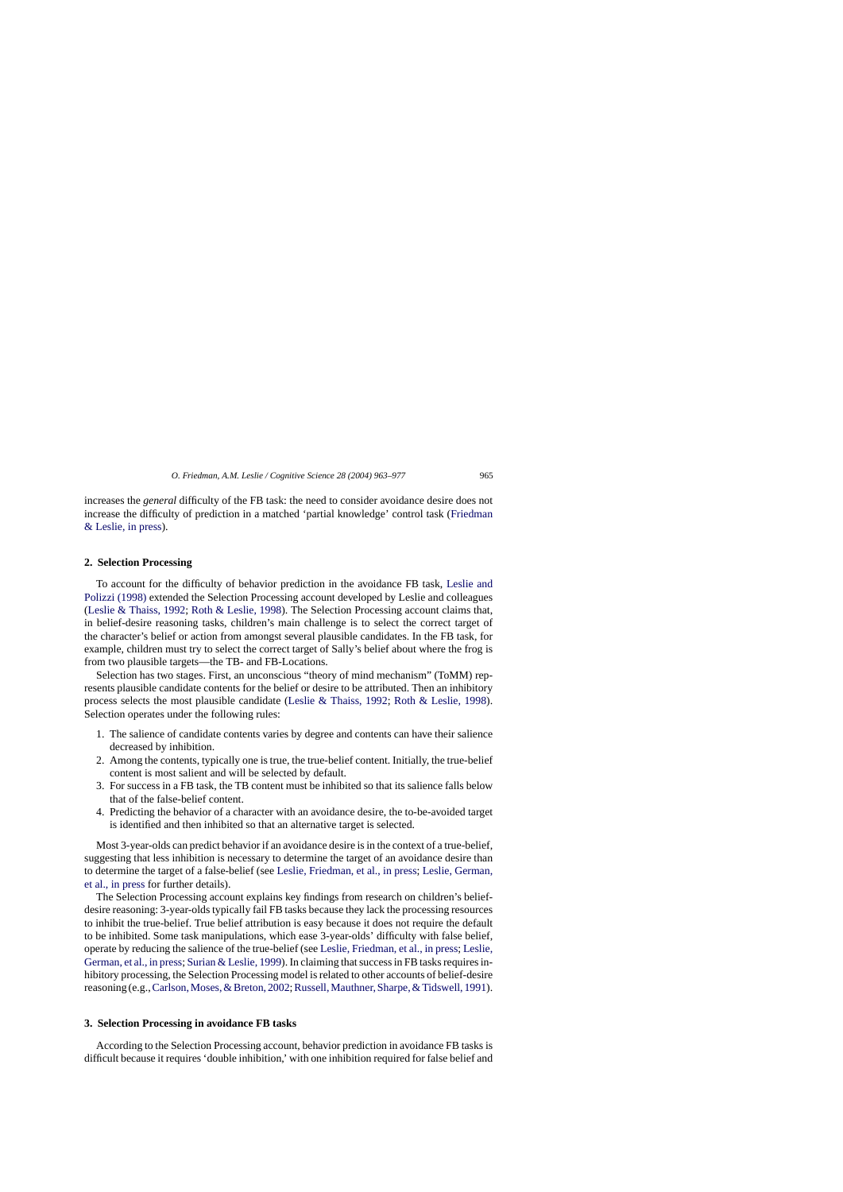increases the *general* difficulty of the FB task: the need to consider avoidance desire does not increase the difficulty of prediction in a matched 'partial knowledge' control task (Friedman & Leslie, in press).

## 2. Selection Processing

To account for the difficulty of behavior prediction in the avoidance FB task, Leslie and Polizzi (1998) extended the Selection Processing account developed by Leslie and colleagues (Leslie & Thaiss, 1992; Roth & Leslie, 1998). The Selection Processing account claims that, in belief-desire reasoning tasks, children's main challenge is to select the correct target of the character's belief or action from amongst several plausible candidates. In the FB task, for example, children must try to select the correct target of Sally's belief about where the frog is from two plausible targets—the TB- and FB-Locations.

Selection has two stages. First, an unconscious "theory of mind mechanism" (ToMM) represents plausible candidate contents for the belief or desire to be attributed. Then an inhibitory process selects the most plausible candidate (Leslie & Thaiss, 1992; Roth & Leslie, 1998). Selection operates under the following rules:

1. The salience of candidate contents varies by degree and contents can have their salience decreased by inhibition.
2. Among the contents, typically one is true, the true-belief content. Initially, the true-belief content is most salient and will be selected by default.
3. For success in a FB task, the TB content must be inhibited so that its salience falls below that of the false-belief content.
4. Predicting the behavior of a character with an avoidance desire, the to-be-avoided target is identified and then inhibited so that an alternative target is selected.

Most 3-year-olds can predict behavior if an avoidance desire is in the context of a true-belief, suggesting that less inhibition is necessary to determine the target of an avoidance desire than to determine the target of a false-belief (see Leslie, Friedman, et al., in press; Leslie, German, et al., in press for further details).

The Selection Processing account explains key findings from research on children's belief-desire reasoning: 3-year-olds typically fail FB tasks because they lack the processing resources to inhibit the true-belief. True belief attribution is easy because it does not require the default to be inhibited. Some task manipulations, which ease 3-year-olds' difficulty with false belief, operate by reducing the salience of the true-belief (see Leslie, Friedman, et al., in press; Leslie, German, et al., in press; Surian & Leslie, 1999). In claiming that success in FB tasks requires inhibitory processing, the Selection Processing model is related to other accounts of belief-desire reasoning (e.g., Carlson, Moses, & Breton, 2002; Russell, Mauthner, Sharpe, & Tidswell, 1991).

## 3. Selection Processing in avoidance FB tasks

According to the Selection Processing account, behavior prediction in avoidance FB tasks is difficult because it requires 'double inhibition,' with one inhibition required for false belief and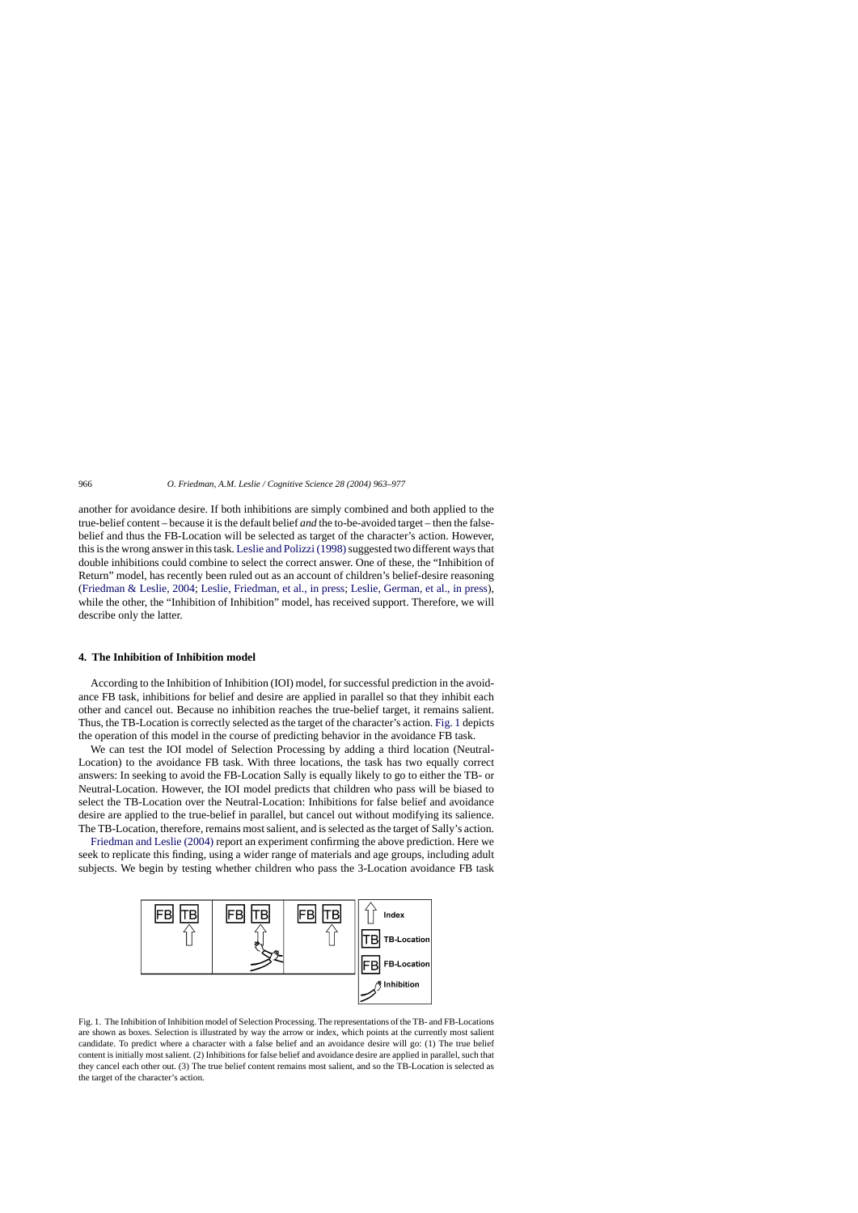another for avoidance desire. If both inhibitions are simply combined and both applied to the true-belief content – because it is the default belief *and* the to-be-avoided target – then the false-belief and thus the FB-Location will be selected as target of the character's action. However, this is the wrong answer in this task. Leslie and Polizzi (1998) suggested two different ways that double inhibitions could combine to select the correct answer. One of these, the "Inhibition of Return" model, has recently been ruled out as an account of children's belief-desire reasoning (Friedman & Leslie, 2004; Leslie, Friedman, et al., in press; Leslie, German, et al., in press), while the other, the "Inhibition of Inhibition" model, has received support. Therefore, we will describe only the latter.

## 4. The Inhibition of Inhibition model

According to the Inhibition of Inhibition (IOI) model, for successful prediction in the avoidance FB task, inhibitions for belief and desire are applied in parallel so that they inhibit each other and cancel out. Because no inhibition reaches the true-belief target, it remains salient. Thus, the TB-Location is correctly selected as the target of the character's action. Fig. 1 depicts the operation of this model in the course of predicting behavior in the avoidance FB task.

We can test the IOI model of Selection Processing by adding a third location (Neutral-Location) to the avoidance FB task. With three locations, the task has two equally correct answers: In seeking to avoid the FB-Location Sally is equally likely to go to either the TB- or Neutral-Location. However, the IOI model predicts that children who pass will be biased to select the TB-Location over the Neutral-Location: Inhibitions for false belief and avoidance desire are applied to the true-belief in parallel, but cancel out without modifying its salience. The TB-Location, therefore, remains most salient, and is selected as the target of Sally's action.

Friedman and Leslie (2004) report an experiment confirming the above prediction. Here we seek to replicate this finding, using a wider range of materials and age groups, including adult subjects. We begin by testing whether children who pass the 3-Location avoidance FB task

Fig. 1. The Inhibition of Inhibition model of Selection Processing. The representations of the TB- and FB-Locations are shown as boxes. Selection is illustrated by way the arrow or index, which points at the currently most salient candidate. To predict where a character with a false belief and an avoidance desire will go: (1) The true belief content is initially most salient. (2) Inhibitions for false belief and avoidance desire are applied in parallel, such that they cancel each other out. (3) The true belief content remains most salient, and so the TB-Location is selected as the target of the character's action.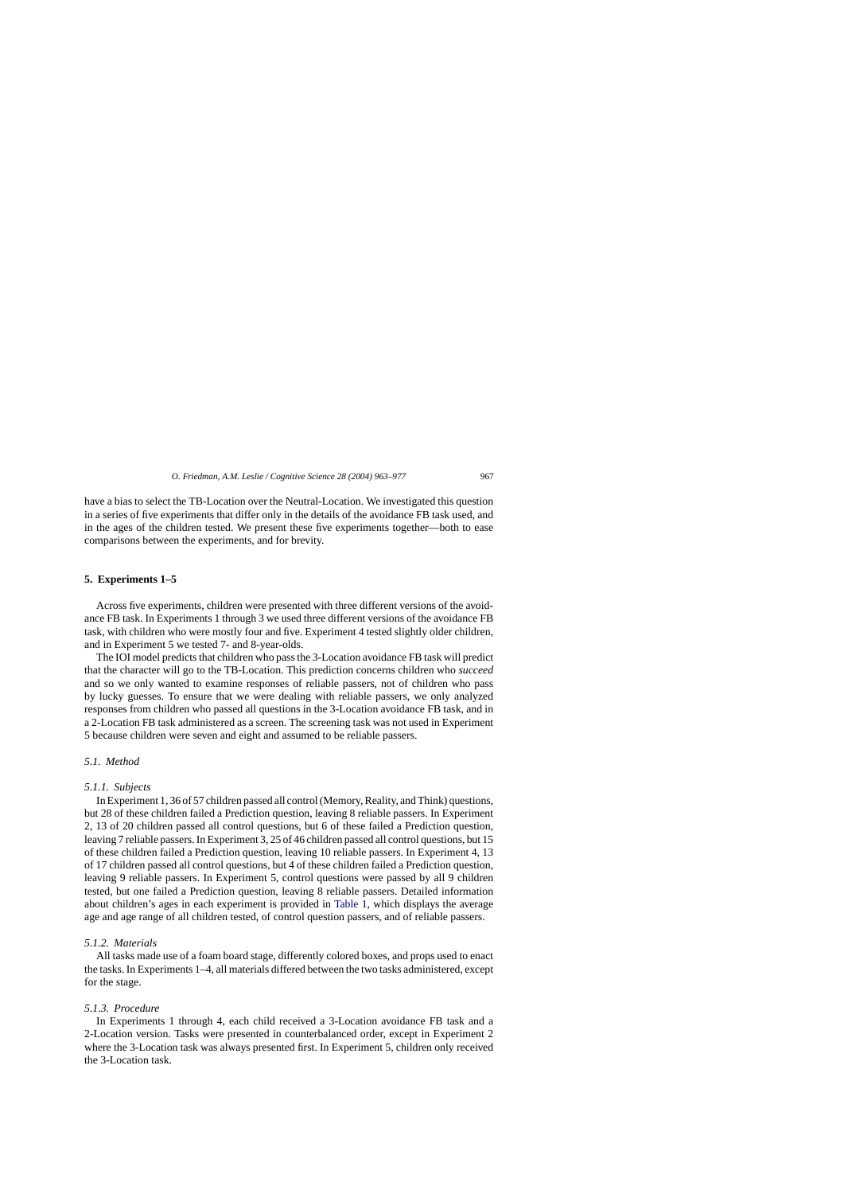have a bias to select the TB-Location over the Neutral-Location. We investigated this question in a series of five experiments that differ only in the details of the avoidance FB task used, and in the ages of the children tested. We present these five experiments together—both to ease comparisons between the experiments, and for brevity.

## 5. Experiments 1–5

Across five experiments, children were presented with three different versions of the avoidance FB task. In Experiments 1 through 3 we used three different versions of the avoidance FB task, with children who were mostly four and five. Experiment 4 tested slightly older children, and in Experiment 5 we tested 7- and 8-year-olds.

The IOI model predicts that children who pass the 3-Location avoidance FB task will predict that the character will go to the TB-Location. This prediction concerns children who *succeed* and so we only wanted to examine responses of reliable passers, not of children who pass by lucky guesses. To ensure that we were dealing with reliable passers, we only analyzed responses from children who passed all questions in the 3-Location avoidance FB task, and in a 2-Location FB task administered as a screen. The screening task was not used in Experiment 5 because children were seven and eight and assumed to be reliable passers.

### 5.1. Method

#### 5.1.1. Subjects

In Experiment 1, 36 of 57 children passed all control (Memory, Reality, and Think) questions, but 28 of these children failed a Prediction question, leaving 8 reliable passers. In Experiment 2, 13 of 20 children passed all control questions, but 6 of these failed a Prediction question, leaving 7 reliable passers. In Experiment 3, 25 of 46 children passed all control questions, but 15 of these children failed a Prediction question, leaving 10 reliable passers. In Experiment 4, 13 of 17 children passed all control questions, but 4 of these children failed a Prediction question, leaving 9 reliable passers. In Experiment 5, control questions were passed by all 9 children tested, but one failed a Prediction question, leaving 8 reliable passers. Detailed information about children's ages in each experiment is provided in Table 1, which displays the average age and age range of all children tested, of control question passers, and of reliable passers.

#### 5.1.2. Materials

All tasks made use of a foam board stage, differently colored boxes, and props used to enact the tasks. In Experiments 1–4, all materials differed between the two tasks administered, except for the stage.

#### 5.1.3. Procedure

In Experiments 1 through 4, each child received a 3-Location avoidance FB task and a 2-Location version. Tasks were presented in counterbalanced order, except in Experiment 2 where the 3-Location task was always presented first. In Experiment 5, children only received the 3-Location task.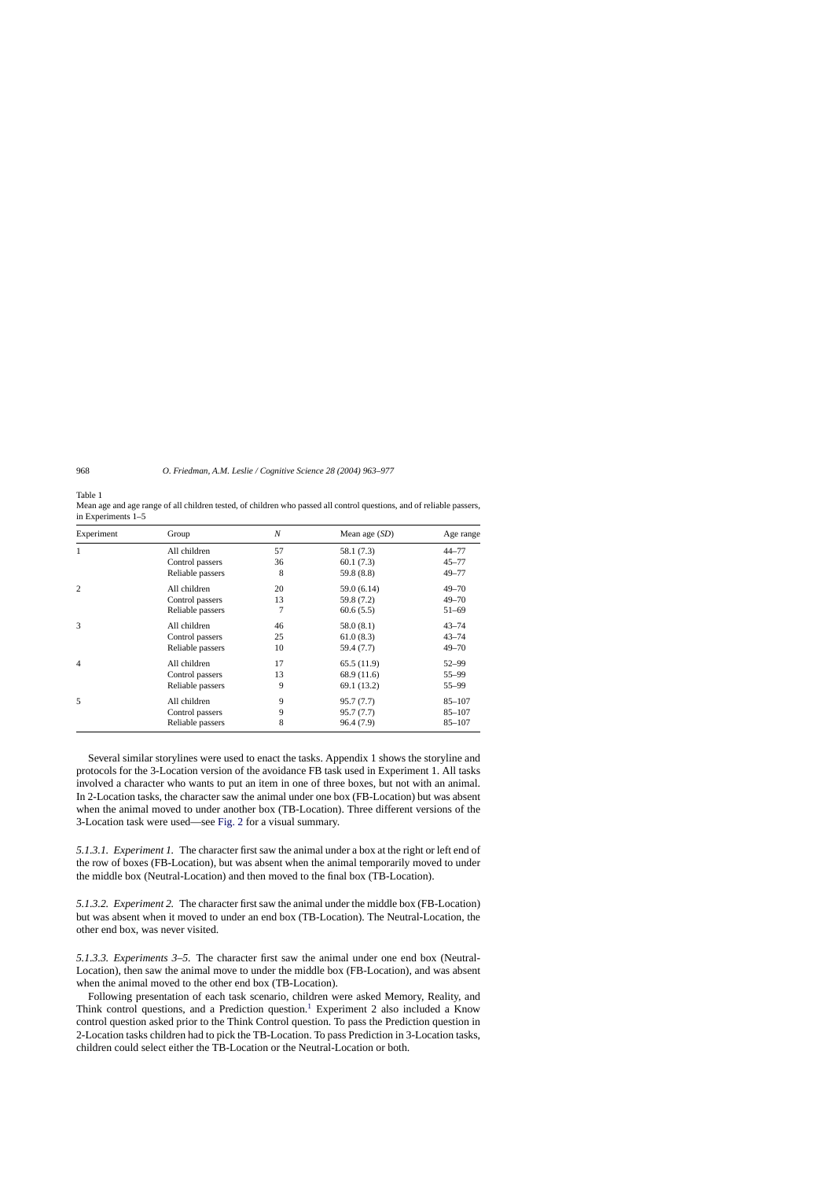Table 1
Mean age and age range of all children tested, of children who passed all control questions, and of reliable passers, in Experiments 1–5

| Experiment | Group | *N* | Mean age (*SD*) | Age range |
|---|---|---|---|---|
| 1 | All children | 57 | 58.1 (7.3) | 44–77 |
| | Control passers | 36 | 60.1 (7.3) | 45–77 |
| | Reliable passers | 8 | 59.8 (8.8) | 49–77 |
| 2 | All children | 20 | 59.0 (6.14) | 49–70 |
| | Control passers | 13 | 59.8 (7.2) | 49–70 |
| | Reliable passers | 7 | 60.6 (5.5) | 51–69 |
| 3 | All children | 46 | 58.0 (8.1) | 43–74 |
| | Control passers | 25 | 61.0 (8.3) | 43–74 |
| | Reliable passers | 10 | 59.4 (7.7) | 49–70 |
| 4 | All children | 17 | 65.5 (11.9) | 52–99 |
| | Control passers | 13 | 68.9 (11.6) | 55–99 |
| | Reliable passers | 9 | 69.1 (13.2) | 55–99 |
| 5 | All children | 9 | 95.7 (7.7) | 85–107 |
| | Control passers | 9 | 95.7 (7.7) | 85–107 |
| | Reliable passers | 8 | 96.4 (7.9) | 85–107 |

Several similar storylines were used to enact the tasks. Appendix 1 shows the storyline and protocols for the 3-Location version of the avoidance FB task used in Experiment 1. All tasks involved a character who wants to put an item in one of three boxes, but not with an animal. In 2-Location tasks, the character saw the animal under one box (FB-Location) but was absent when the animal moved to under another box (TB-Location). Three different versions of the 3-Location task were used—see Fig. 2 for a visual summary.

*5.1.3.1. Experiment 1.* The character first saw the animal under a box at the right or left end of the row of boxes (FB-Location), but was absent when the animal temporarily moved to under the middle box (Neutral-Location) and then moved to the final box (TB-Location).

*5.1.3.2. Experiment 2.* The character first saw the animal under the middle box (FB-Location) but was absent when it moved to under an end box (TB-Location). The Neutral-Location, the other end box, was never visited.

*5.1.3.3. Experiments 3–5.* The character first saw the animal under one end box (Neutral-Location), then saw the animal move to under the middle box (FB-Location), and was absent when the animal moved to the other end box (TB-Location).

Following presentation of each task scenario, children were asked Memory, Reality, and Think control questions, and a Prediction question.[1] Experiment 2 also included a Know control question asked prior to the Think Control question. To pass the Prediction question in 2-Location tasks children had to pick the TB-Location. To pass Prediction in 3-Location tasks, children could select either the TB-Location or the Neutral-Location or both.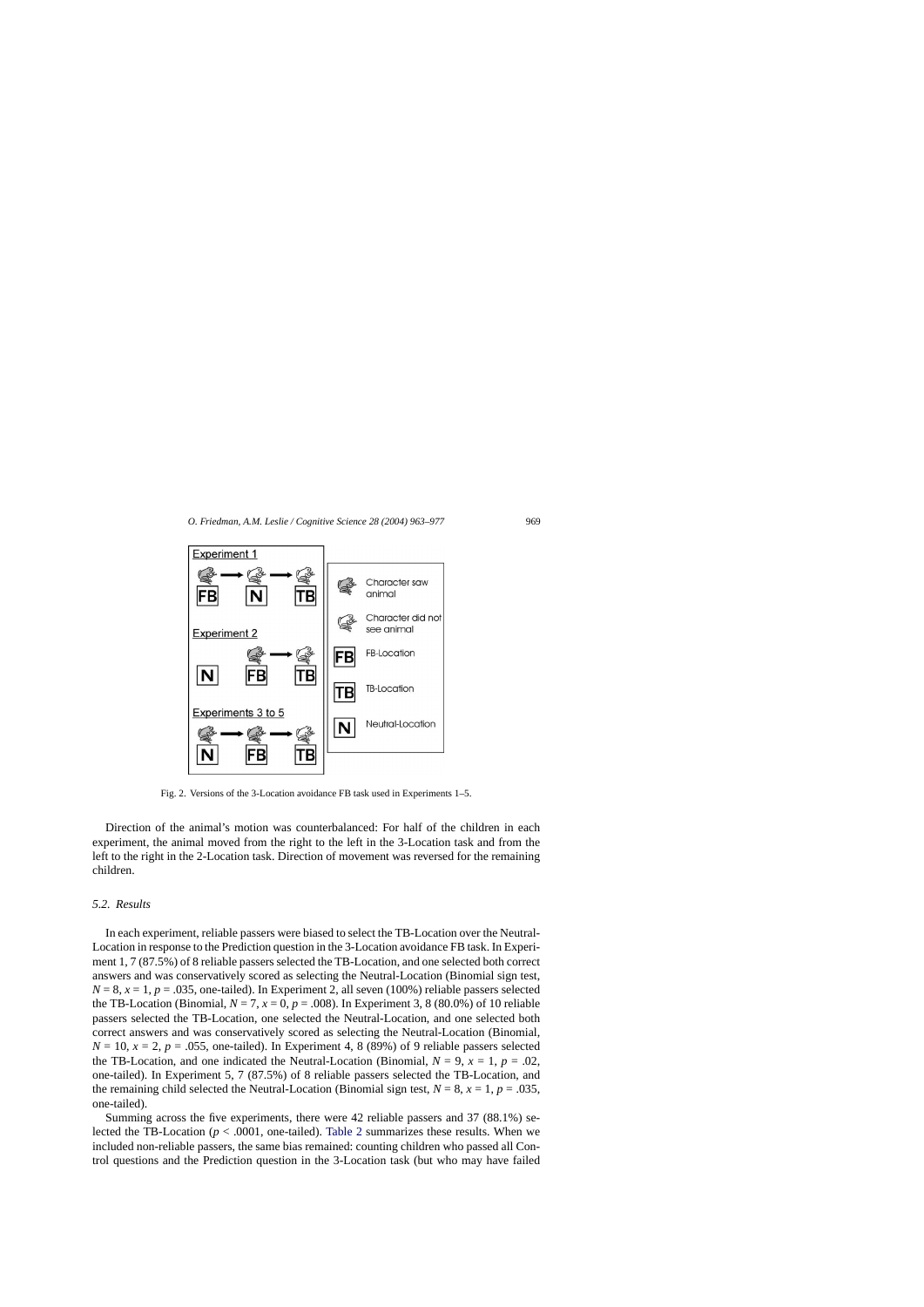Fig. 2. Versions of the 3-Location avoidance FB task used in Experiments 1–5.

Direction of the animal's motion was counterbalanced: For half of the children in each experiment, the animal moved from the right to the left in the 3-Location task and from the left to the right in the 2-Location task. Direction of movement was reversed for the remaining children.

### *5.2. Results*

In each experiment, reliable passers were biased to select the TB-Location over the Neutral-Location in response to the Prediction question in the 3-Location avoidance FB task. In Experiment 1, 7 (87.5%) of 8 reliable passers selected the TB-Location, and one selected both correct answers and was conservatively scored as selecting the Neutral-Location (Binomial sign test, $N = 8$, $x = 1$, $p = .035$, one-tailed). In Experiment 2, all seven (100%) reliable passers selected the TB-Location (Binomial, $N = 7$, $x = 0$, $p = .008$). In Experiment 3, 8 (80.0%) of 10 reliable passers selected the TB-Location, one selected the Neutral-Location, and one selected both correct answers and was conservatively scored as selecting the Neutral-Location (Binomial, $N = 10$, $x = 2$, $p = .055$, one-tailed). In Experiment 4, 8 (89%) of 9 reliable passers selected the TB-Location, and one indicated the Neutral-Location (Binomial, $N = 9$, $x = 1$, $p = .02$, one-tailed). In Experiment 5, 7 (87.5%) of 8 reliable passers selected the TB-Location, and the remaining child selected the Neutral-Location (Binomial sign test, $N = 8$, $x = 1$, $p = .035$, one-tailed).

Summing across the five experiments, there were 42 reliable passers and 37 (88.1%) selected the TB-Location ($p < .0001$, one-tailed). Table 2 summarizes these results. When we included non-reliable passers, the same bias remained: counting children who passed all Control questions and the Prediction question in the 3-Location task (but who may have failed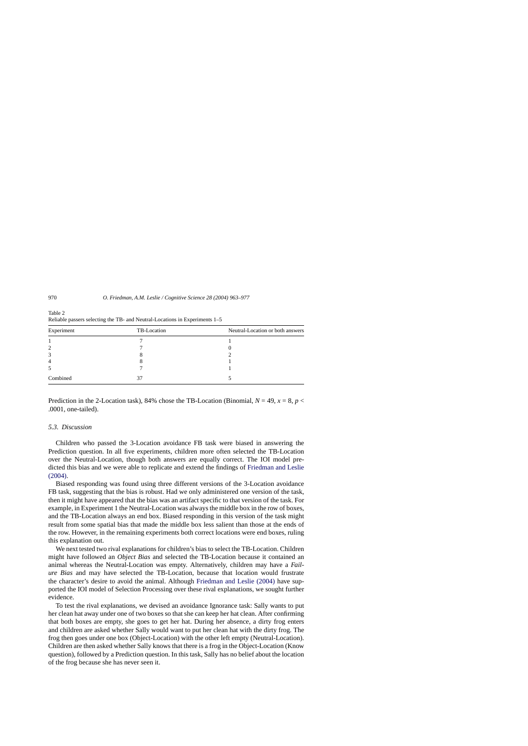Table 2
Reliable passers selecting the TB- and Neutral-Locations in Experiments 1–5

| Experiment | TB-Location | Neutral-Location or both answers |
|---|---|---|
| 1 | 7 | 1 |
| 2 | 7 | 0 |
| 3 | 8 | 2 |
| 4 | 8 | 1 |
| 5 | 7 | 1 |
| Combined | 37 | 5 |

Prediction in the 2-Location task), 84% chose the TB-Location (Binomial, $N = 49$, $x = 8$, $p < .0001$, one-tailed).

### 5.3. Discussion

Children who passed the 3-Location avoidance FB task were biased in answering the Prediction question. In all five experiments, children more often selected the TB-Location over the Neutral-Location, though both answers are equally correct. The IOI model predicted this bias and we were able to replicate and extend the findings of Friedman and Leslie (2004).

Biased responding was found using three different versions of the 3-Location avoidance FB task, suggesting that the bias is robust. Had we only administered one version of the task, then it might have appeared that the bias was an artifact specific to that version of the task. For example, in Experiment 1 the Neutral-Location was always the middle box in the row of boxes, and the TB-Location always an end box. Biased responding in this version of the task might result from some spatial bias that made the middle box less salient than those at the ends of the row. However, in the remaining experiments both correct locations were end boxes, ruling this explanation out.

We next tested two rival explanations for children's bias to select the TB-Location. Children might have followed an *Object Bias* and selected the TB-Location because it contained an animal whereas the Neutral-Location was empty. Alternatively, children may have a *Failure Bias* and may have selected the TB-Location, because that location would frustrate the character's desire to avoid the animal. Although Friedman and Leslie (2004) have supported the IOI model of Selection Processing over these rival explanations, we sought further evidence.

To test the rival explanations, we devised an avoidance Ignorance task: Sally wants to put her clean hat away under one of two boxes so that she can keep her hat clean. After confirming that both boxes are empty, she goes to get her hat. During her absence, a dirty frog enters and children are asked whether Sally would want to put her clean hat with the dirty frog. The frog then goes under one box (Object-Location) with the other left empty (Neutral-Location). Children are then asked whether Sally knows that there is a frog in the Object-Location (Know question), followed by a Prediction question. In this task, Sally has no belief about the location of the frog because she has never seen it.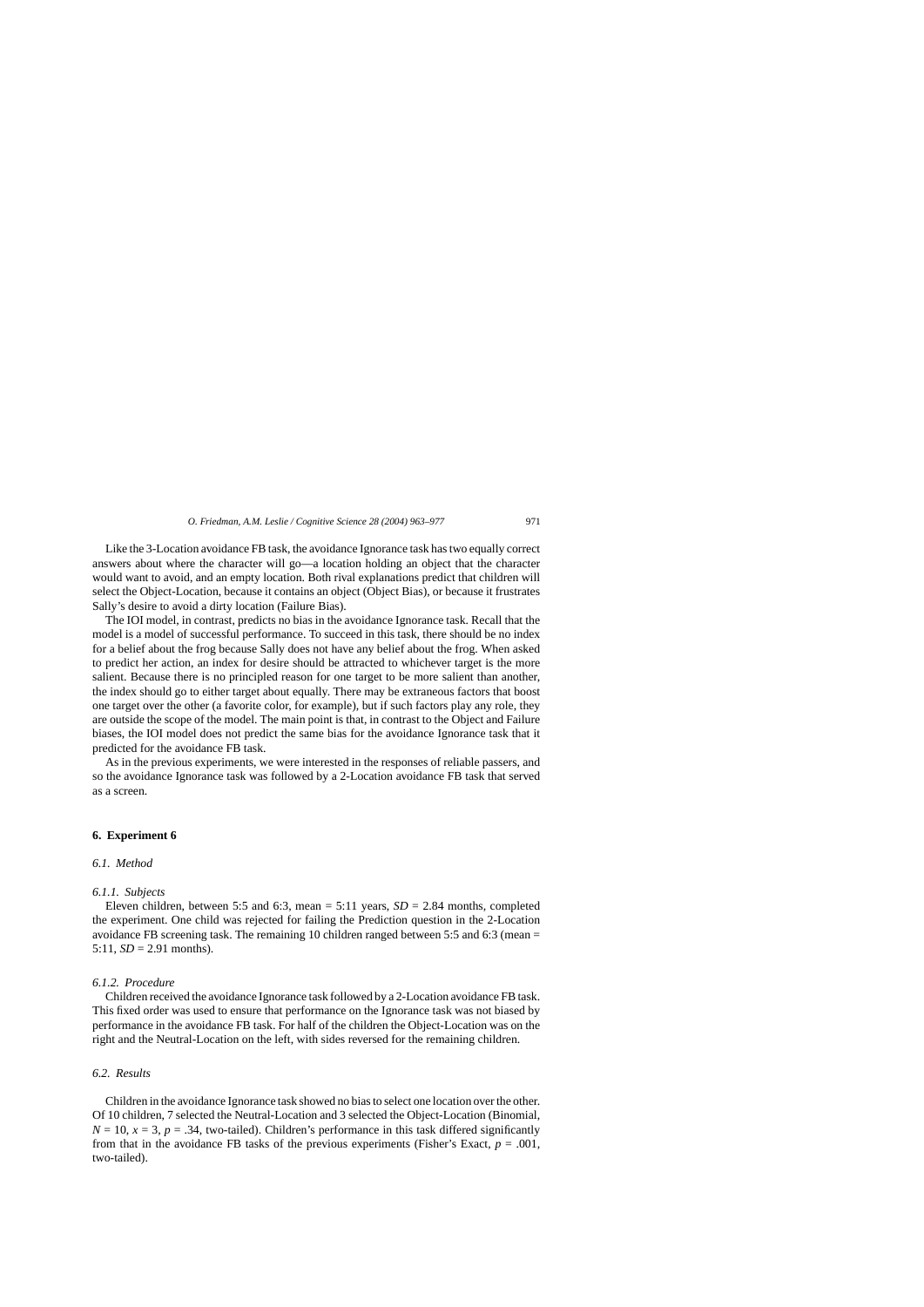Like the 3-Location avoidance FB task, the avoidance Ignorance task has two equally correct answers about where the character will go—a location holding an object that the character would want to avoid, and an empty location. Both rival explanations predict that children will select the Object-Location, because it contains an object (Object Bias), or because it frustrates Sally's desire to avoid a dirty location (Failure Bias).

The IOI model, in contrast, predicts no bias in the avoidance Ignorance task. Recall that the model is a model of successful performance. To succeed in this task, there should be no index for a belief about the frog because Sally does not have any belief about the frog. When asked to predict her action, an index for desire should be attracted to whichever target is the more salient. Because there is no principled reason for one target to be more salient than another, the index should go to either target about equally. There may be extraneous factors that boost one target over the other (a favorite color, for example), but if such factors play any role, they are outside the scope of the model. The main point is that, in contrast to the Object and Failure biases, the IOI model does not predict the same bias for the avoidance Ignorance task that it predicted for the avoidance FB task.

As in the previous experiments, we were interested in the responses of reliable passers, and so the avoidance Ignorance task was followed by a 2-Location avoidance FB task that served as a screen.

## 6. Experiment 6

### 6.1. Method

#### 6.1.1. Subjects

Eleven children, between 5:5 and 6:3, mean = 5:11 years, *SD* = 2.84 months, completed the experiment. One child was rejected for failing the Prediction question in the 2-Location avoidance FB screening task. The remaining 10 children ranged between 5:5 and 6:3 (mean = 5:11, *SD* = 2.91 months).

#### 6.1.2. Procedure

Children received the avoidance Ignorance task followed by a 2-Location avoidance FB task. This fixed order was used to ensure that performance on the Ignorance task was not biased by performance in the avoidance FB task. For half of the children the Object-Location was on the right and the Neutral-Location on the left, with sides reversed for the remaining children.

### 6.2. Results

Children in the avoidance Ignorance task showed no bias to select one location over the other. Of 10 children, 7 selected the Neutral-Location and 3 selected the Object-Location (Binomial, $N = 10$, $x = 3$, $p = .34$, two-tailed). Children's performance in this task differed significantly from that in the avoidance FB tasks of the previous experiments (Fisher's Exact, $p = .001$, two-tailed).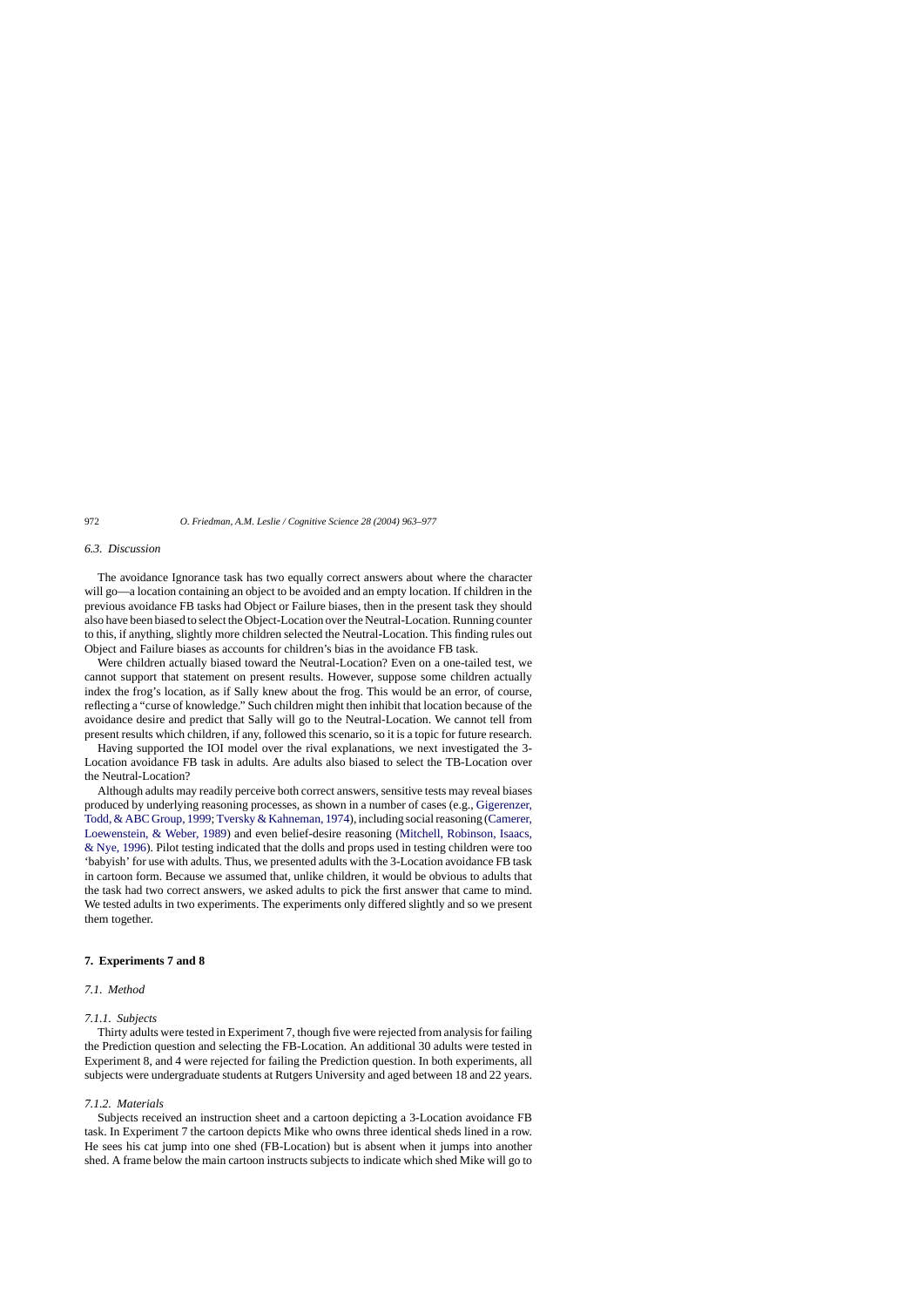### 6.3. Discussion

The avoidance Ignorance task has two equally correct answers about where the character will go—a location containing an object to be avoided and an empty location. If children in the previous avoidance FB tasks had Object or Failure biases, then in the present task they should also have been biased to select the Object-Location over the Neutral-Location. Running counter to this, if anything, slightly more children selected the Neutral-Location. This finding rules out Object and Failure biases as accounts for children's bias in the avoidance FB task.

Were children actually biased toward the Neutral-Location? Even on a one-tailed test, we cannot support that statement on present results. However, suppose some children actually index the frog's location, as if Sally knew about the frog. This would be an error, of course, reflecting a "curse of knowledge." Such children might then inhibit that location because of the avoidance desire and predict that Sally will go to the Neutral-Location. We cannot tell from present results which children, if any, followed this scenario, so it is a topic for future research.

Having supported the IOI model over the rival explanations, we next investigated the 3-Location avoidance FB task in adults. Are adults also biased to select the TB-Location over the Neutral-Location?

Although adults may readily perceive both correct answers, sensitive tests may reveal biases produced by underlying reasoning processes, as shown in a number of cases (e.g., Gigerenzer, Todd, & ABC Group, 1999; Tversky & Kahneman, 1974), including social reasoning (Camerer, Loewenstein, & Weber, 1989) and even belief-desire reasoning (Mitchell, Robinson, Isaacs, & Nye, 1996). Pilot testing indicated that the dolls and props used in testing children were too 'babyish' for use with adults. Thus, we presented adults with the 3-Location avoidance FB task in cartoon form. Because we assumed that, unlike children, it would be obvious to adults that the task had two correct answers, we asked adults to pick the first answer that came to mind. We tested adults in two experiments. The experiments only differed slightly and so we present them together.

## 7. Experiments 7 and 8

### 7.1. Method

#### 7.1.1. Subjects

Thirty adults were tested in Experiment 7, though five were rejected from analysis for failing the Prediction question and selecting the FB-Location. An additional 30 adults were tested in Experiment 8, and 4 were rejected for failing the Prediction question. In both experiments, all subjects were undergraduate students at Rutgers University and aged between 18 and 22 years.

#### 7.1.2. Materials

Subjects received an instruction sheet and a cartoon depicting a 3-Location avoidance FB task. In Experiment 7 the cartoon depicts Mike who owns three identical sheds lined in a row. He sees his cat jump into one shed (FB-Location) but is absent when it jumps into another shed. A frame below the main cartoon instructs subjects to indicate which shed Mike will go to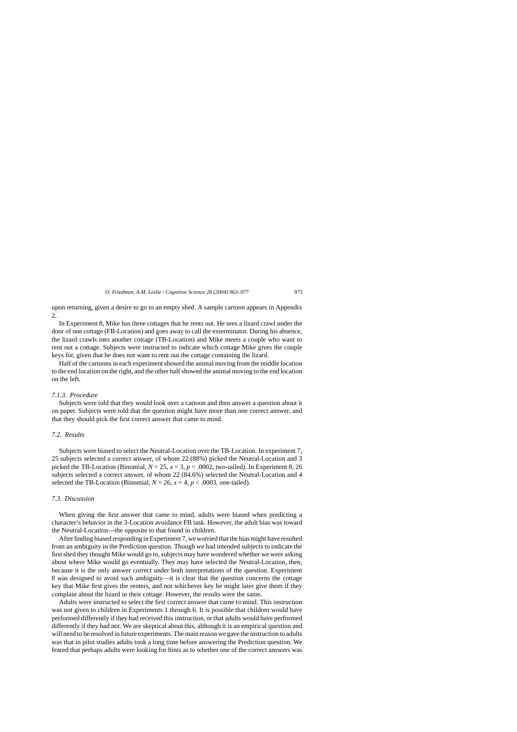upon returning, given a desire to go to an empty shed. A sample cartoon appears in Appendix 2.

In Experiment 8, Mike has three cottages that he rents out. He sees a lizard crawl under the door of one cottage (FB-Location) and goes away to call the exterminator. During his absence, the lizard crawls into another cottage (TB-Location) and Mike meets a couple who want to rent out a cottage. Subjects were instructed to indicate which cottage Mike gives the couple keys for, given that he does not want to rent out the cottage containing the lizard.

Half of the cartoons in each experiment showed the animal moving from the middle location to the end location on the right, and the other half showed the animal moving to the end location on the left.

#### *7.1.3. Procedure*

Subjects were told that they would look over a cartoon and then answer a question about it on paper. Subjects were told that the question might have more than one correct answer, and that they should pick the first correct answer that came to mind.

### *7.2. Results*

Subjects were biased to select the Neutral-Location over the TB-Location. In experiment 7, 25 subjects selected a correct answer, of whom 22 (88%) picked the Neutral-Location and 3 picked the TB-Location (Binomial, $N = 25$, $x = 3$, $p < .0002$, two-tailed). In Experiment 8, 26 subjects selected a correct answer, of whom 22 (84.6%) selected the Neutral-Location and 4 selected the TB-Location (Binomial, $N = 26$, $x = 4$, $p < .0003$, one-tailed).

### *7.3. Discussion*

When giving the first answer that came to mind, adults were biased when predicting a character's behavior in the 3-Location avoidance FB task. However, the adult bias was toward the Neutral-Location—the opposite to that found in children.

After finding biased responding in Experiment 7, we worried that the bias might have resulted from an ambiguity in the Prediction question. Though we had intended subjects to indicate the first shed they thought Mike would go to, subjects may have wondered whether we were asking about where Mike would go eventually. They may have selected the Neutral-Location, then, because it is the only answer correct under both interpretations of the question. Experiment 8 was designed to avoid such ambiguity—it is clear that the question concerns the cottage key that Mike first gives the renters, and not whichever key he might later give them if they complain about the lizard in their cottage. However, the results were the same.

Adults were instructed to select the first correct answer that came to mind. This instruction was not given to children in Experiments 1 through 6. It is possible that children would have performed differently if they had received this instruction, or that adults would have performed differently if they had not. We are skeptical about this, although it is an empirical question and will need to be resolved in future experiments. The main reason we gave the instruction to adults was that in pilot studies adults took a long time before answering the Prediction question. We feared that perhaps adults were looking for hints as to whether one of the correct answers was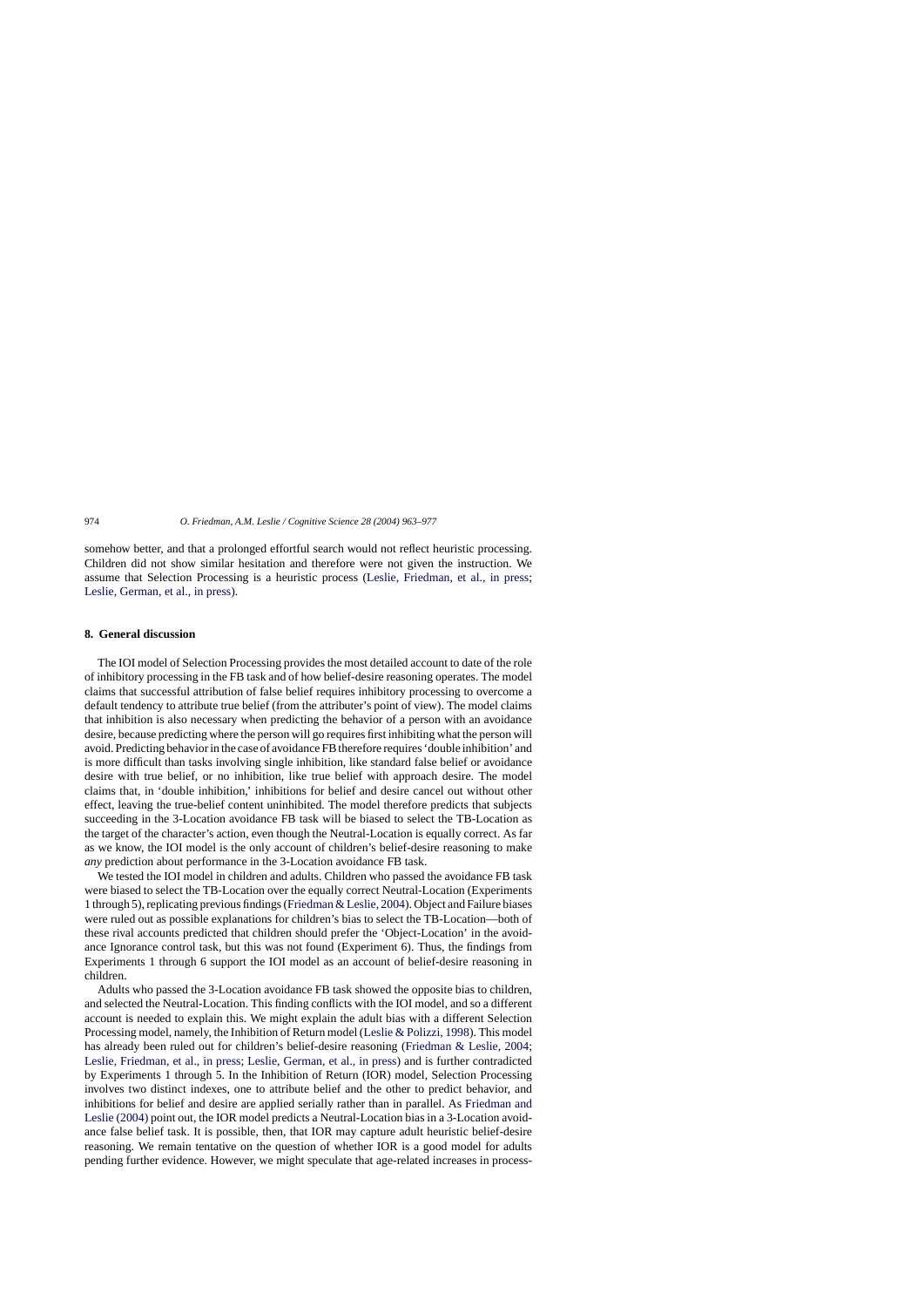somehow better, and that a prolonged effortful search would not reflect heuristic processing. Children did not show similar hesitation and therefore were not given the instruction. We assume that Selection Processing is a heuristic process (Leslie, Friedman, et al., in press; Leslie, German, et al., in press).

## 8. General discussion

The IOI model of Selection Processing provides the most detailed account to date of the role of inhibitory processing in the FB task and of how belief-desire reasoning operates. The model claims that successful attribution of false belief requires inhibitory processing to overcome a default tendency to attribute true belief (from the attributer's point of view). The model claims that inhibition is also necessary when predicting the behavior of a person with an avoidance desire, because predicting where the person will go requires first inhibiting what the person will avoid. Predicting behavior in the case of avoidance FB therefore requires 'double inhibition' and is more difficult than tasks involving single inhibition, like standard false belief or avoidance desire with true belief, or no inhibition, like true belief with approach desire. The model claims that, in 'double inhibition,' inhibitions for belief and desire cancel out without other effect, leaving the true-belief content uninhibited. The model therefore predicts that subjects succeeding in the 3-Location avoidance FB task will be biased to select the TB-Location as the target of the character's action, even though the Neutral-Location is equally correct. As far as we know, the IOI model is the only account of children's belief-desire reasoning to make *any* prediction about performance in the 3-Location avoidance FB task.

We tested the IOI model in children and adults. Children who passed the avoidance FB task were biased to select the TB-Location over the equally correct Neutral-Location (Experiments 1 through 5), replicating previous findings (Friedman & Leslie, 2004). Object and Failure biases were ruled out as possible explanations for children's bias to select the TB-Location—both of these rival accounts predicted that children should prefer the 'Object-Location' in the avoidance Ignorance control task, but this was not found (Experiment 6). Thus, the findings from Experiments 1 through 6 support the IOI model as an account of belief-desire reasoning in children.

Adults who passed the 3-Location avoidance FB task showed the opposite bias to children, and selected the Neutral-Location. This finding conflicts with the IOI model, and so a different account is needed to explain this. We might explain the adult bias with a different Selection Processing model, namely, the Inhibition of Return model (Leslie & Polizzi, 1998). This model has already been ruled out for children's belief-desire reasoning (Friedman & Leslie, 2004; Leslie, Friedman, et al., in press; Leslie, German, et al., in press) and is further contradicted by Experiments 1 through 5. In the Inhibition of Return (IOR) model, Selection Processing involves two distinct indexes, one to attribute belief and the other to predict behavior, and inhibitions for belief and desire are applied serially rather than in parallel. As Friedman and Leslie (2004) point out, the IOR model predicts a Neutral-Location bias in a 3-Location avoidance false belief task. It is possible, then, that IOR may capture adult heuristic belief-desire reasoning. We remain tentative on the question of whether IOR is a good model for adults pending further evidence. However, we might speculate that age-related increases in process-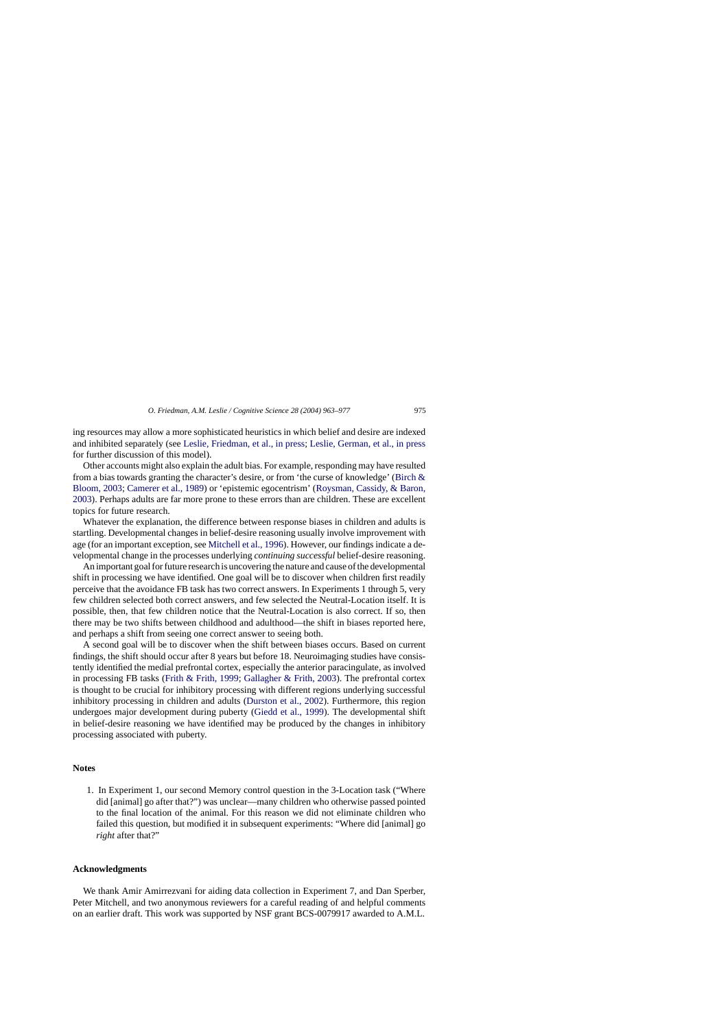ing resources may allow a more sophisticated heuristics in which belief and desire are indexed and inhibited separately (see Leslie, Friedman, et al., in press; Leslie, German, et al., in press for further discussion of this model).

Other accounts might also explain the adult bias. For example, responding may have resulted from a bias towards granting the character's desire, or from 'the curse of knowledge' (Birch & Bloom, 2003; Camerer et al., 1989) or 'epistemic egocentrism' (Roysman, Cassidy, & Baron, 2003). Perhaps adults are far more prone to these errors than are children. These are excellent topics for future research.

Whatever the explanation, the difference between response biases in children and adults is startling. Developmental changes in belief-desire reasoning usually involve improvement with age (for an important exception, see Mitchell et al., 1996). However, our findings indicate a developmental change in the processes underlying *continuing successful* belief-desire reasoning.

An important goal for future research is uncovering the nature and cause of the developmental shift in processing we have identified. One goal will be to discover when children first readily perceive that the avoidance FB task has two correct answers. In Experiments 1 through 5, very few children selected both correct answers, and few selected the Neutral-Location itself. It is possible, then, that few children notice that the Neutral-Location is also correct. If so, then there may be two shifts between childhood and adulthood—the shift in biases reported here, and perhaps a shift from seeing one correct answer to seeing both.

A second goal will be to discover when the shift between biases occurs. Based on current findings, the shift should occur after 8 years but before 18. Neuroimaging studies have consistently identified the medial prefrontal cortex, especially the anterior paracingulate, as involved in processing FB tasks (Frith & Frith, 1999; Gallagher & Frith, 2003). The prefrontal cortex is thought to be crucial for inhibitory processing with different regions underlying successful inhibitory processing in children and adults (Durston et al., 2002). Furthermore, this region undergoes major development during puberty (Giedd et al., 1999). The developmental shift in belief-desire reasoning we have identified may be produced by the changes in inhibitory processing associated with puberty.

## Notes

1. In Experiment 1, our second Memory control question in the 3-Location task ("Where did [animal] go after that?") was unclear—many children who otherwise passed pointed to the final location of the animal. For this reason we did not eliminate children who failed this question, but modified it in subsequent experiments: "Where did [animal] go *right* after that?"

## Acknowledgments

We thank Amir Amirrezvani for aiding data collection in Experiment 7, and Dan Sperber, Peter Mitchell, and two anonymous reviewers for a careful reading of and helpful comments on an earlier draft. This work was supported by NSF grant BCS-0079917 awarded to A.M.L.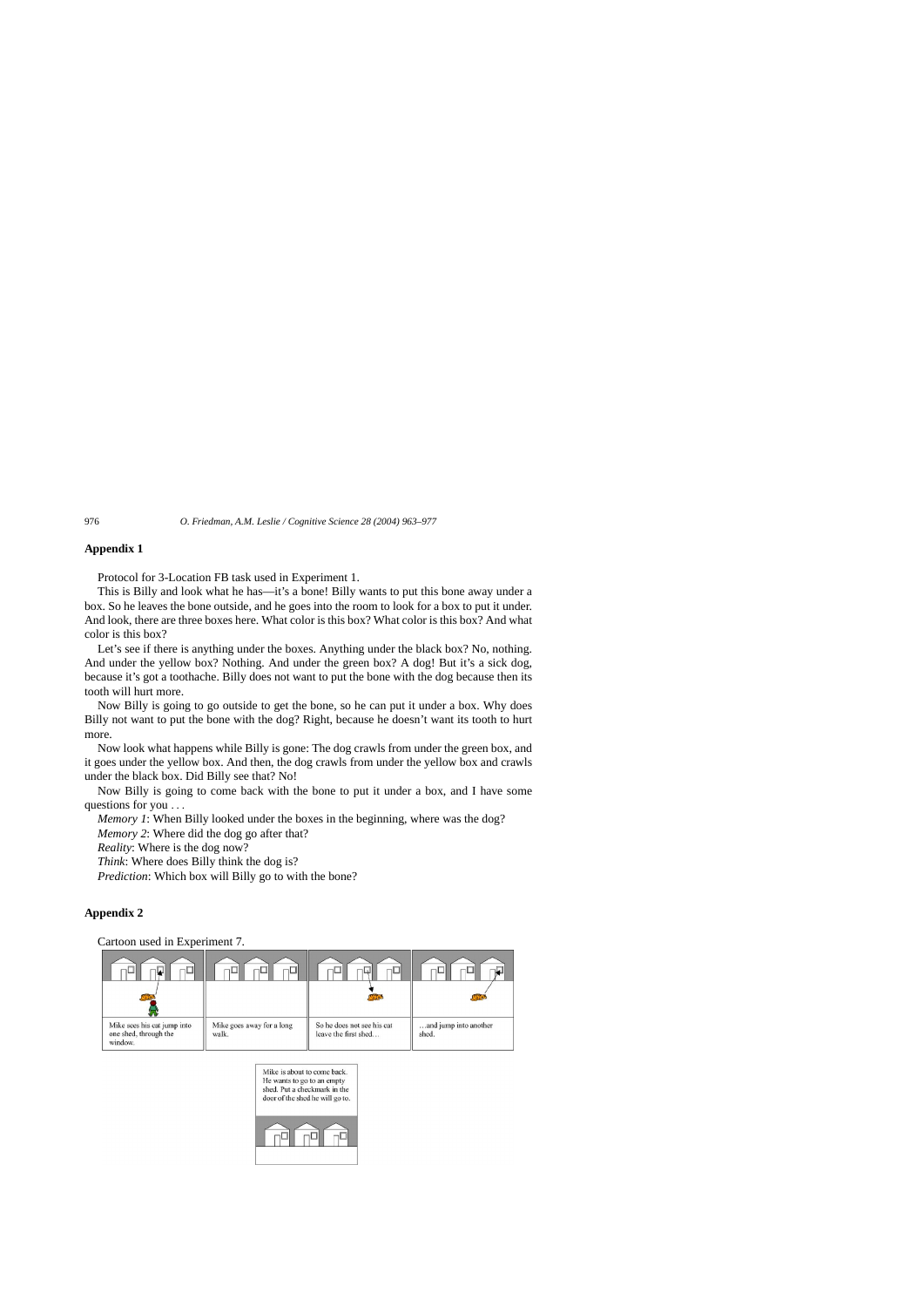## Appendix 1

Protocol for 3-Location FB task used in Experiment 1.

This is Billy and look what he has—it's a bone! Billy wants to put this bone away under a box. So he leaves the bone outside, and he goes into the room to look for a box to put it under. And look, there are three boxes here. What color is this box? What color is this box? And what color is this box?

Let's see if there is anything under the boxes. Anything under the black box? No, nothing. And under the yellow box? Nothing. And under the green box? A dog! But it's a sick dog, because it's got a toothache. Billy does not want to put the bone with the dog because then its tooth will hurt more.

Now Billy is going to go outside to get the bone, so he can put it under a box. Why does Billy not want to put the bone with the dog? Right, because he doesn't want its tooth to hurt more.

Now look what happens while Billy is gone: The dog crawls from under the green box, and it goes under the yellow box. And then, the dog crawls from under the yellow box and crawls under the black box. Did Billy see that? No!

Now Billy is going to come back with the bone to put it under a box, and I have some questions for you . . .

*Memory 1*: When Billy looked under the boxes in the beginning, where was the dog?

*Memory 2*: Where did the dog go after that?

*Reality*: Where is the dog now?

*Think*: Where does Billy think the dog is?

*Prediction*: Which box will Billy go to with the bone?

## Appendix 2

Cartoon used in Experiment 7.

Mike sees his cat jump into one shed, through the window.

Mike goes away for a long walk.

So he does not see his cat leave the first shed…

…and jump into another shed.

Mike is about to come back. He wants to go to an empty shed. Put a checkmark in the door of the shed he will go to.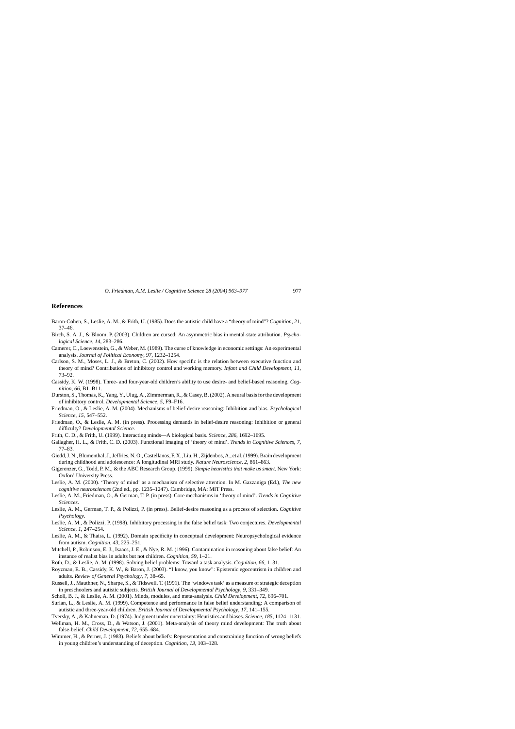## References

Baron-Cohen, S., Leslie, A. M., & Frith, U. (1985). Does the autistic child have a "theory of mind"? *Cognition*, *21*, 37–46.

Birch, S. A. J., & Bloom, P. (2003). Children are cursed: An asymmetric bias in mental-state attribution. *Psychological Science*, *14*, 283–286.

Camerer, C., Loewenstein, G., & Weber, M. (1989). The curse of knowledge in economic settings: An experimental analysis. *Journal of Political Economy*, *97*, 1232–1254.

Carlson, S. M., Moses, L. J., & Breton, C. (2002). How specific is the relation between executive function and theory of mind? Contributions of inhibitory control and working memory. *Infant and Child Development*, *11*, 73–92.

Cassidy, K. W. (1998). Three- and four-year-old children's ability to use desire- and belief-based reasoning. *Cognition*, *66*, B1–B11.

Durston, S., Thomas, K., Yang, Y., Ulug, A., Zimmerman, R., & Casey, B. (2002). A neural basis for the development of inhibitory control. *Developmental Science*, *5*, F9–F16.

Friedman, O., & Leslie, A. M. (2004). Mechanisms of belief-desire reasoning: Inhibition and bias. *Psychological Science*, *15*, 547–552.

Friedman, O., & Leslie, A. M. (in press). Processing demands in belief-desire reasoning: Inhibition or general difficulty? *Developmental Science*.

Frith, C. D., & Frith, U. (1999). Interacting minds—A biological basis. *Science*, *286*, 1692–1695.

Gallagher, H. L., & Frith, C. D. (2003). Functional imaging of 'theory of mind'. *Trends in Cognitive Sciences*, *7*, 77–83.

Giedd, J. N., Blumenthal, J., Jeffries, N. O., Castellanos, F. X., Liu, H., Zijdenbos, A., et al. (1999). Brain development during childhood and adolescence: A longitudinal MRI study. *Nature Neuroscience*, *2*, 861–863.

Gigerenzer, G., Todd, P. M., & the ABC Research Group. (1999). *Simple heuristics that make us smart*. New York: Oxford University Press.

Leslie, A. M. (2000). 'Theory of mind' as a mechanism of selective attention. In M. Gazzaniga (Ed.), *The new cognitive neurosciences* (2nd ed., pp. 1235–1247). Cambridge, MA: MIT Press.

Leslie, A. M., Friedman, O., & German, T. P. (in press). Core mechanisms in 'theory of mind'. *Trends in Cognitive Sciences*.

Leslie, A. M., German, T. P., & Polizzi, P. (in press). Belief-desire reasoning as a process of selection. *Cognitive Psychology*.

Leslie, A. M., & Polizzi, P. (1998). Inhibitory processing in the false belief task: Two conjectures. *Developmental Science*, *1*, 247–254.

Leslie, A. M., & Thaiss, L. (1992). Domain specificity in conceptual development: Neuropsychological evidence from autism. *Cognition*, *43*, 225–251.

Mitchell, P., Robinson, E. J., Isaacs, J. E., & Nye, R. M. (1996). Contamination in reasoning about false belief: An instance of realist bias in adults but not children. *Cognition*, *59*, 1–21.

Roth, D., & Leslie, A. M. (1998). Solving belief problems: Toward a task analysis. *Cognition*, *66*, 1–31.

Royzman, E. B., Cassidy, K. W., & Baron, J. (2003). "I know, you know": Epistemic egocentrism in children and adults. *Review of General Psychology*, *7*, 38–65.

Russell, J., Mauthner, N., Sharpe, S., & Tidswell, T. (1991). The 'windows task' as a measure of strategic deception in preschoolers and autistic subjects. *British Journal of Developmental Psychology*, *9*, 331–349.

Scholl, B. J., & Leslie, A. M. (2001). Minds, modules, and meta-analysis. *Child Development*, *72*, 696–701.

Surian, L., & Leslie, A. M. (1999). Competence and performance in false belief understanding: A comparison of autistic and three-year-old children. *British Journal of Developmental Psychology*, *17*, 141–155.

Tversky, A., & Kahneman, D. (1974). Judgment under uncertainty: Heuristics and biases. *Science*, *185*, 1124–1131.

Wellman, H. M., Cross, D., & Watson, J. (2001). Meta-analysis of theory mind development: The truth about false-belief. *Child Development*, *72*, 655–684.

Wimmer, H., & Perner, J. (1983). Beliefs about beliefs: Representation and constraining function of wrong beliefs in young children's understanding of deception. *Cognition*, *13*, 103–128.